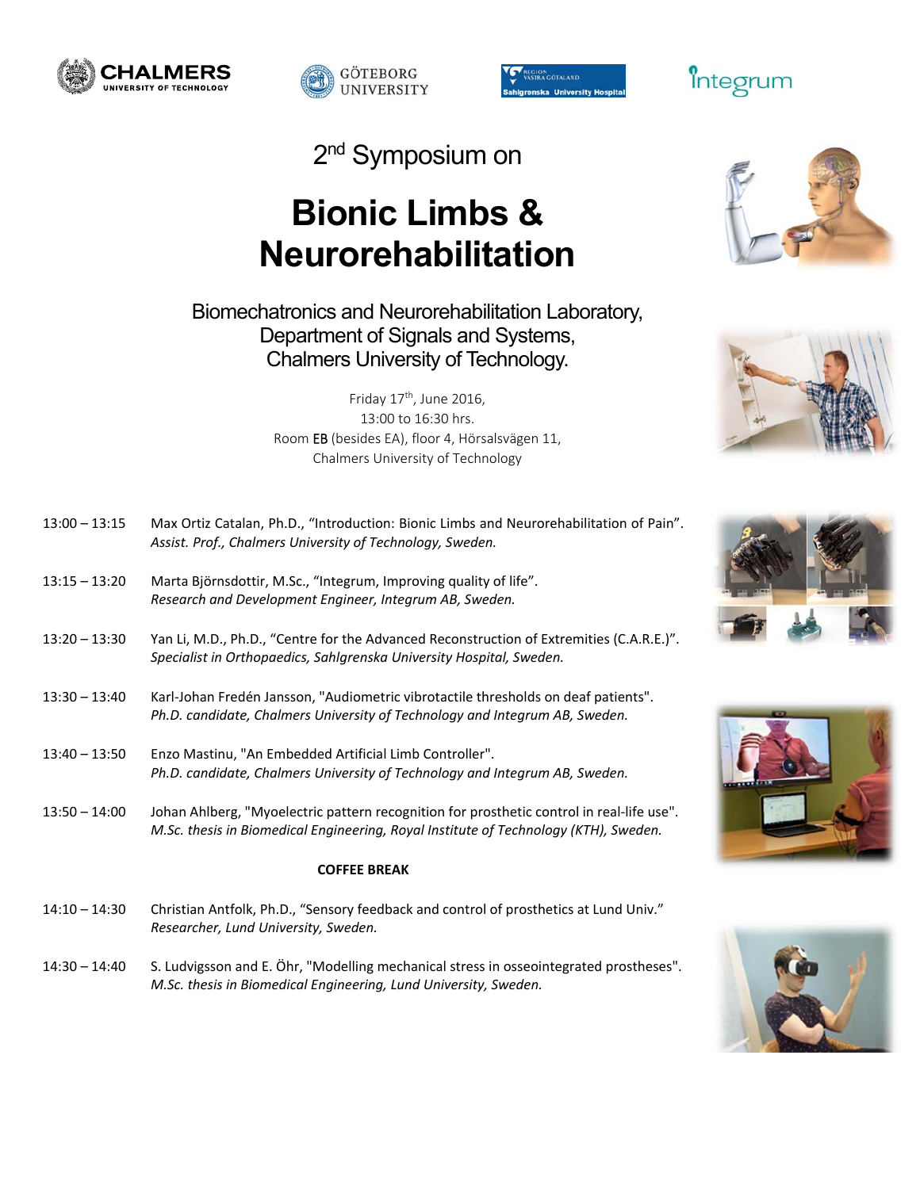2nd Symposium on

# Bionic Limbs & Neurorehabilitation

Biomechatronics and Neurorehabilitation Laboratory,
Department of Signals and Systems,
Chalmers University of Technology.

Friday 17th, June 2016,
13:00 to 16:30 hrs.
Room EB (besides EA), floor 4, Hörsalsvägen 11,
Chalmers University of Technology

13:00 – 13:15 Max Ortiz Catalan, Ph.D., "Introduction: Bionic Limbs and Neurorehabilitation of Pain".
*Assist. Prof., Chalmers University of Technology, Sweden.*

13:15 – 13:20 Marta Björnsdottir, M.Sc., "Integrum, Improving quality of life".
*Research and Development Engineer, Integrum AB, Sweden.*

13:20 – 13:30 Yan Li, M.D., Ph.D., "Centre for the Advanced Reconstruction of Extremities (C.A.R.E.)".
*Specialist in Orthopaedics, Sahlgrenska University Hospital, Sweden.*

13:30 – 13:40 Karl-Johan Fredén Jansson, "Audiometric vibrotactile thresholds on deaf patients".
*Ph.D. candidate, Chalmers University of Technology and Integrum AB, Sweden.*

13:40 – 13:50 Enzo Mastinu, "An Embedded Artificial Limb Controller".
*Ph.D. candidate, Chalmers University of Technology and Integrum AB, Sweden.*

13:50 – 14:00 Johan Ahlberg, "Myoelectric pattern recognition for prosthetic control in real-life use".
*M.Sc. thesis in Biomedical Engineering, Royal Institute of Technology (KTH), Sweden.*

**COFFEE BREAK**

14:10 – 14:30 Christian Antfolk, Ph.D., "Sensory feedback and control of prosthetics at Lund Univ."
*Researcher, Lund University, Sweden.*

14:30 – 14:40 S. Ludvigsson and E. Öhr, "Modelling mechanical stress in osseointegrated prostheses".
*M.Sc. thesis in Biomedical Engineering, Lund University, Sweden.*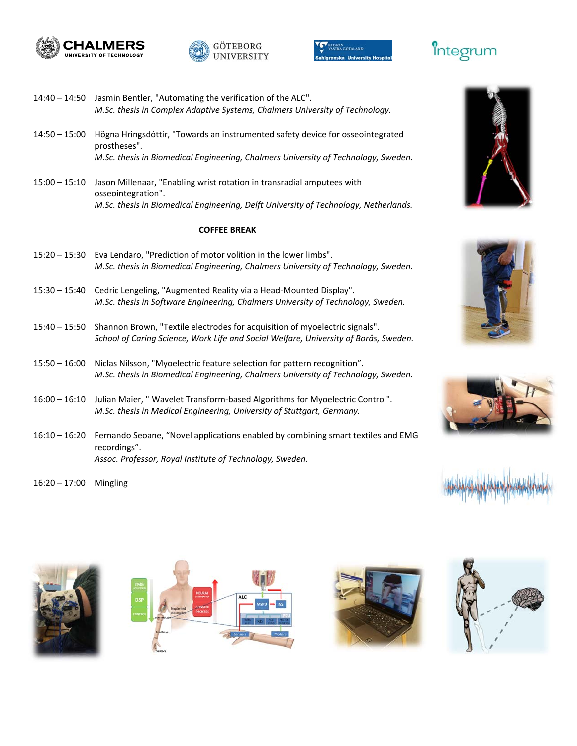14:40 – 14:50 Jasmin Bentler, "Automating the verification of the ALC".
*M.Sc. thesis in Complex Adaptive Systems, Chalmers University of Technology.*

14:50 – 15:00 Högna Hringsdóttir, "Towards an instrumented safety device for osseointegrated prostheses".
*M.Sc. thesis in Biomedical Engineering, Chalmers University of Technology, Sweden.*

15:00 – 15:10 Jason Millenaar, "Enabling wrist rotation in transradial amputees with osseointegration".
*M.Sc. thesis in Biomedical Engineering, Delft University of Technology, Netherlands.*

**COFFEE BREAK**

15:20 – 15:30 Eva Lendaro, "Prediction of motor volition in the lower limbs".
*M.Sc. thesis in Biomedical Engineering, Chalmers University of Technology, Sweden.*

15:30 – 15:40 Cedric Lengeling, "Augmented Reality via a Head-Mounted Display".
*M.Sc. thesis in Software Engineering, Chalmers University of Technology, Sweden.*

15:40 – 15:50 Shannon Brown, "Textile electrodes for acquisition of myoelectric signals".
*School of Caring Science, Work Life and Social Welfare, University of Borås, Sweden.*

15:50 – 16:00 Niclas Nilsson, "Myoelectric feature selection for pattern recognition".
*M.Sc. thesis in Biomedical Engineering, Chalmers University of Technology, Sweden.*

16:00 – 16:10 Julian Maier, " Wavelet Transform-based Algorithms for Myoelectric Control".
*M.Sc. thesis in Medical Engineering, University of Stuttgart, Germany.*

16:10 – 16:20 Fernando Seoane, "Novel applications enabled by combining smart textiles and EMG recordings".
*Assoc. Professor, Royal Institute of Technology, Sweden.*

16:20 – 17:00 Mingling